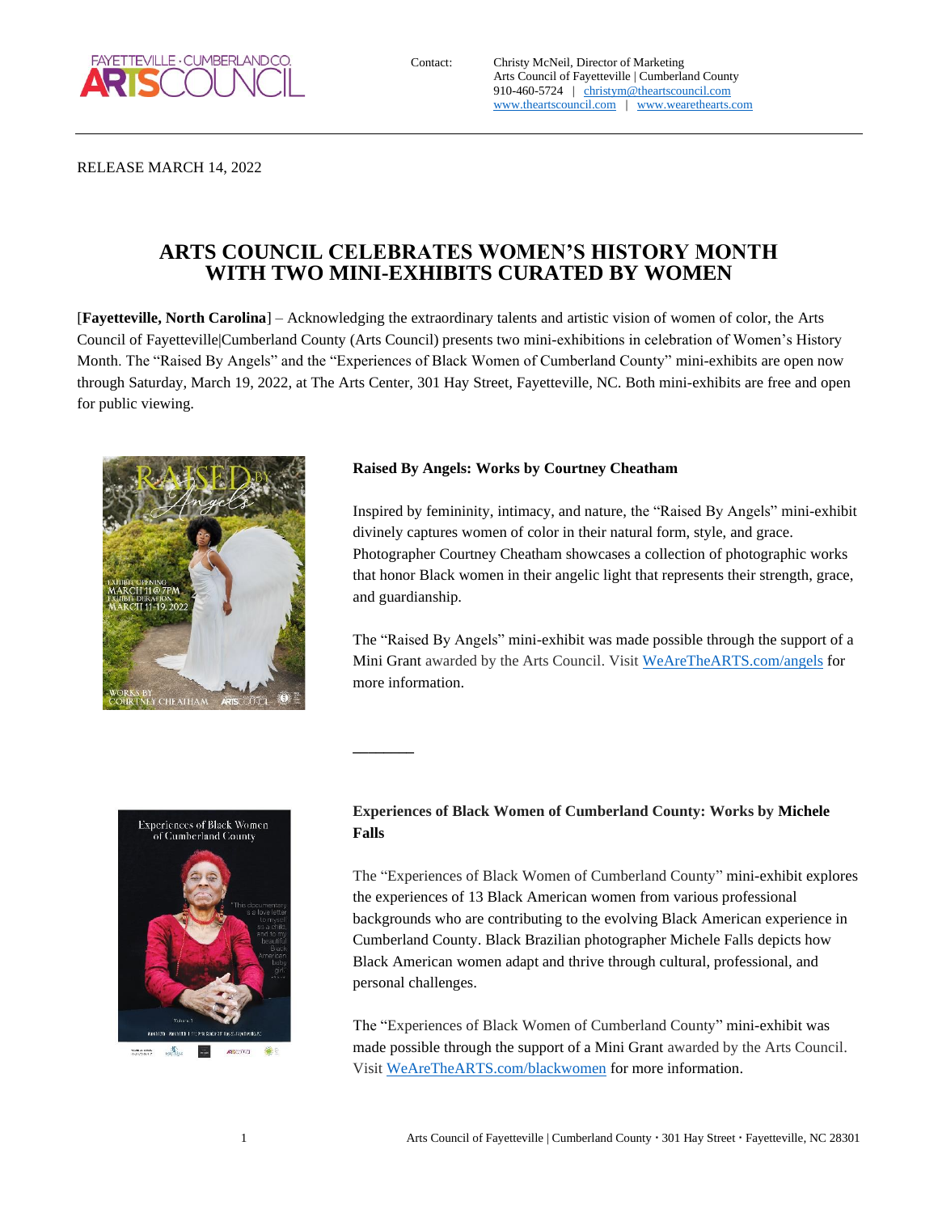Contact: Christy McNeil, Director of Marketing
Arts Council of Fayetteville | Cumberland County
910-460-5724 | christym@theartscouncil.com
www.theartscouncil.com | www.wearethearts.com

RELEASE MARCH 14, 2022

# ARTS COUNCIL CELEBRATES WOMEN'S HISTORY MONTH WITH TWO MINI-EXHIBITS CURATED BY WOMEN

[**Fayetteville, North Carolina**] – Acknowledging the extraordinary talents and artistic vision of women of color, the Arts Council of Fayetteville|Cumberland County (Arts Council) presents two mini-exhibitions in celebration of Women's History Month. The "Raised By Angels" and the "Experiences of Black Women of Cumberland County" mini-exhibits are open now through Saturday, March 19, 2022, at The Arts Center, 301 Hay Street, Fayetteville, NC. Both mini-exhibits are free and open for public viewing.

**Raised By Angels: Works by Courtney Cheatham**

Inspired by femininity, intimacy, and nature, the "Raised By Angels" mini-exhibit divinely captures women of color in their natural form, style, and grace. Photographer Courtney Cheatham showcases a collection of photographic works that honor Black women in their angelic light that represents their strength, grace, and guardianship.

The "Raised By Angels" mini-exhibit was made possible through the support of a Mini Grant awarded by the Arts Council. Visit WeAreTheARTS.com/angels for more information.

---

**Experiences of Black Women of Cumberland County: Works by Michele Falls**

The "Experiences of Black Women of Cumberland County" mini-exhibit explores the experiences of 13 Black American women from various professional backgrounds who are contributing to the evolving Black American experience in Cumberland County. Black Brazilian photographer Michele Falls depicts how Black American women adapt and thrive through cultural, professional, and personal challenges.

The "Experiences of Black Women of Cumberland County" mini-exhibit was made possible through the support of a Mini Grant awarded by the Arts Council. Visit WeAreTheARTS.com/blackwomen for more information.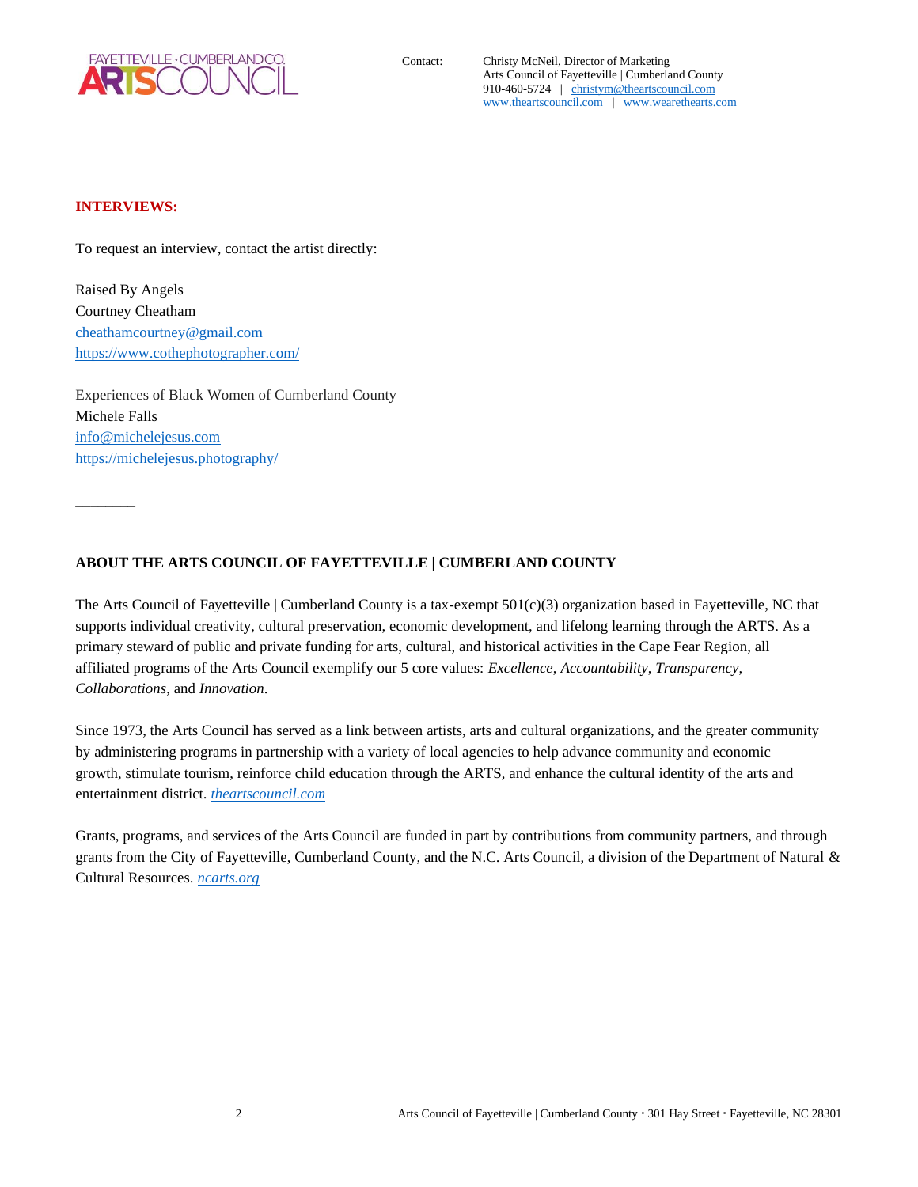Contact: Christy McNeil, Director of Marketing
Arts Council of Fayetteville | Cumberland County
910-460-5724 | christym@theartscouncil.com
www.theartscouncil.com | www.wearethearts.com

---

**INTERVIEWS:**

To request an interview, contact the artist directly:

Raised By Angels
Courtney Cheatham
cheathamcourtney@gmail.com
https://www.cothephotographer.com/

Experiences of Black Women of Cumberland County
Michele Falls
info@michelejesus.com
https://michelejesus.photography/

———

**ABOUT THE ARTS COUNCIL OF FAYETTEVILLE | CUMBERLAND COUNTY**

The Arts Council of Fayetteville | Cumberland County is a tax-exempt 501(c)(3) organization based in Fayetteville, NC that supports individual creativity, cultural preservation, economic development, and lifelong learning through the ARTS. As a primary steward of public and private funding for arts, cultural, and historical activities in the Cape Fear Region, all affiliated programs of the Arts Council exemplify our 5 core values: *Excellence*, *Accountability*, *Transparency*, *Collaborations*, and *Innovation*.

Since 1973, the Arts Council has served as a link between artists, arts and cultural organizations, and the greater community by administering programs in partnership with a variety of local agencies to help advance community and economic growth, stimulate tourism, reinforce child education through the ARTS, and enhance the cultural identity of the arts and entertainment district. *theartscouncil.com*

Grants, programs, and services of the Arts Council are funded in part by contributions from community partners, and through grants from the City of Fayetteville, Cumberland County, and the N.C. Arts Council, a division of the Department of Natural & Cultural Resources. *ncarts.org*